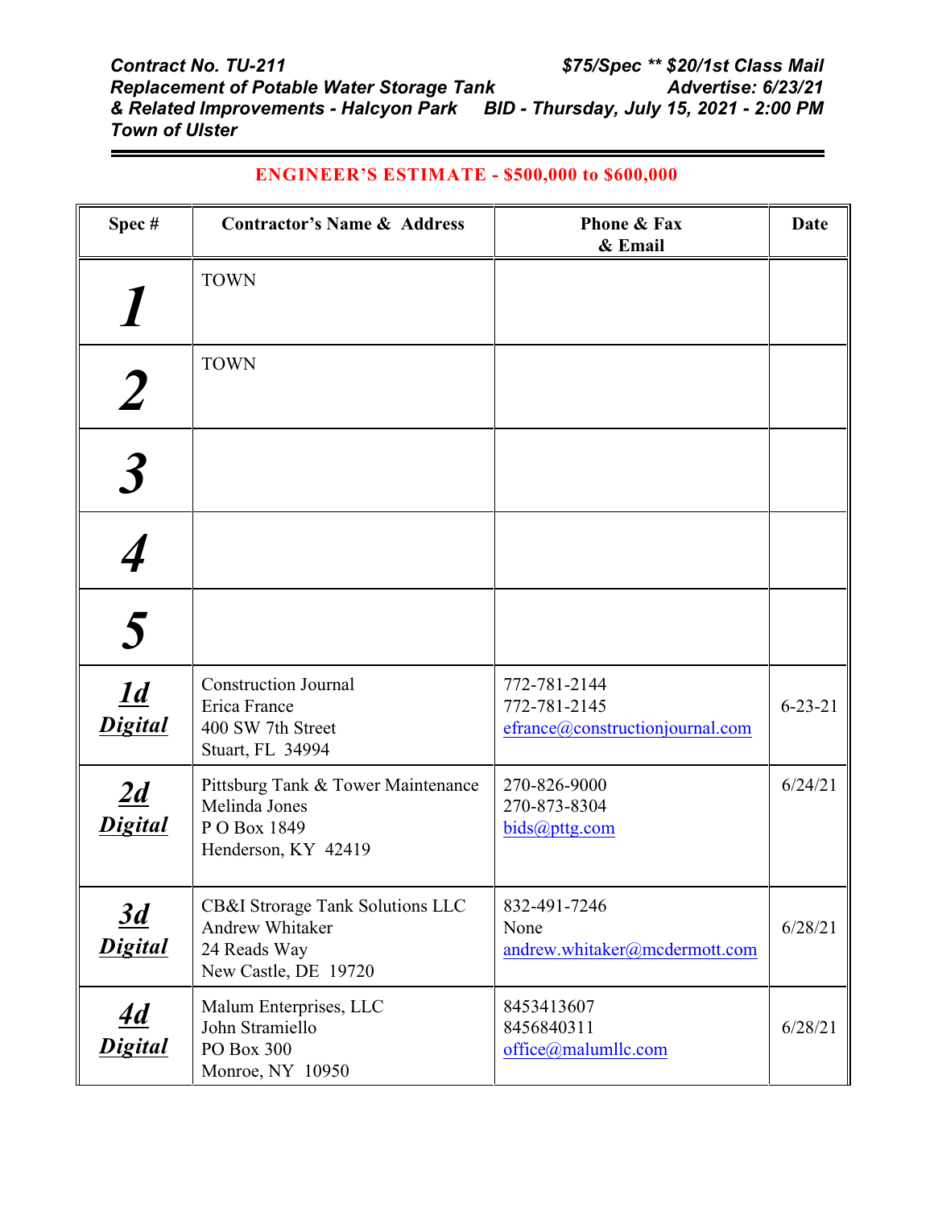***Contract No. TU-211***
***Replacement of Potable Water Storage Tank***
***& Related Improvements - Halcyon Park***
***Town of Ulster***

***$75/Spec ** $20/1st Class Mail***
***Advertise: 6/23/21***
***BID - Thursday, July 15, 2021 - 2:00 PM***

**ENGINEER'S ESTIMATE - $500,000 to $600,000**

| Spec # | Contractor's Name & Address | Phone & Fax & Email | Date |
|---|---|---|---|
| ***1*** | TOWN | | |
| ***2*** | TOWN | | |
| ***3*** | | | |
| ***4*** | | | |
| ***5*** | | | |
| ***1d Digital*** | Construction Journal<br>Erica France<br>400 SW 7th Street<br>Stuart, FL 34994 | 772-781-2144<br>772-781-2145<br>efrance@constructionjournal.com | 6-23-21 |
| ***2d Digital*** | Pittsburg Tank & Tower Maintenance<br>Melinda Jones<br>P O Box 1849<br>Henderson, KY 42419 | 270-826-9000<br>270-873-8304<br>bids@pttg.com | 6/24/21 |
| ***3d Digital*** | CB&I Strorage Tank Solutions LLC<br>Andrew Whitaker<br>24 Reads Way<br>New Castle, DE 19720 | 832-491-7246<br>None<br>andrew.whitaker@mcdermott.com | 6/28/21 |
| ***4d Digital*** | Malum Enterprises, LLC<br>John Stramiello<br>PO Box 300<br>Monroe, NY 10950 | 8453413607<br>8456840311<br>office@malumllc.com | 6/28/21 |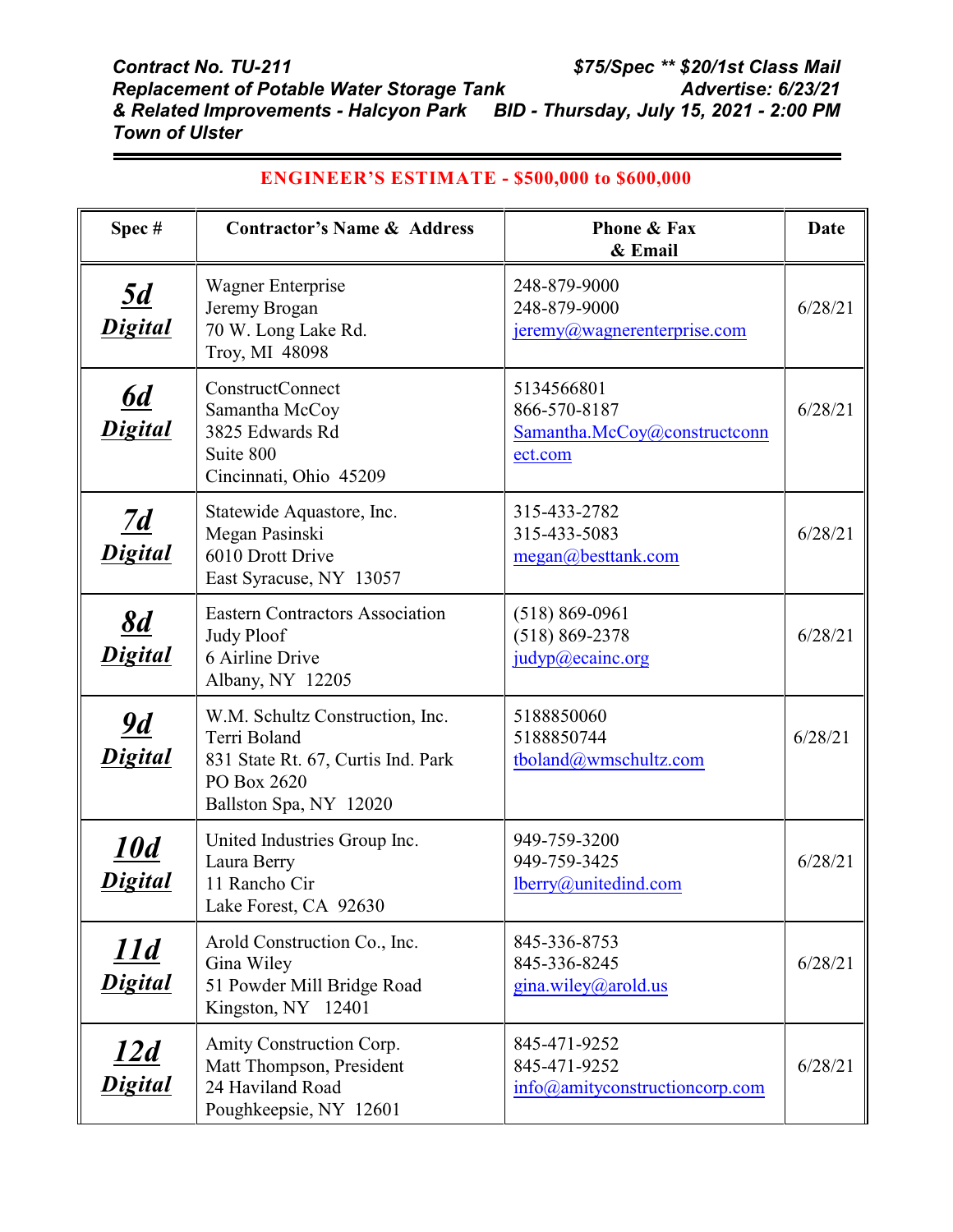***Contract No. TU-211***
***Replacement of Potable Water Storage Tank***
***& Related Improvements - Halcyon Park***
***Town of Ulster***

***$75/Spec ** $20/1st Class Mail***
***Advertise: 6/23/21***
***BID - Thursday, July 15, 2021 - 2:00 PM***

**ENGINEER'S ESTIMATE - $500,000 to $600,000**

| Spec # | Contractor's Name & Address | Phone & Fax & Email | Date |
|---|---|---|---|
| ***5d Digital*** | Wagner Enterprise<br>Jeremy Brogan<br>70 W. Long Lake Rd.<br>Troy, MI 48098 | 248-879-9000<br>248-879-9000<br>jeremy@wagnerenterprise.com | 6/28/21 |
| ***6d Digital*** | ConstructConnect<br>Samantha McCoy<br>3825 Edwards Rd<br>Suite 800<br>Cincinnati, Ohio 45209 | 5134566801<br>866-570-8187<br>Samantha.McCoy@constructconnect.com | 6/28/21 |
| ***7d Digital*** | Statewide Aquastore, Inc.<br>Megan Pasinski<br>6010 Drott Drive<br>East Syracuse, NY 13057 | 315-433-2782<br>315-433-5083<br>megan@besttank.com | 6/28/21 |
| ***8d Digital*** | Eastern Contractors Association<br>Judy Ploof<br>6 Airline Drive<br>Albany, NY 12205 | (518) 869-0961<br>(518) 869-2378<br>judyp@ecainc.org | 6/28/21 |
| ***9d Digital*** | W.M. Schultz Construction, Inc.<br>Terri Boland<br>831 State Rt. 67, Curtis Ind. Park<br>PO Box 2620<br>Ballston Spa, NY 12020 | 5188850060<br>5188850744<br>tboland@wmschultz.com | 6/28/21 |
| ***10d Digital*** | United Industries Group Inc.<br>Laura Berry<br>11 Rancho Cir<br>Lake Forest, CA 92630 | 949-759-3200<br>949-759-3425<br>lberry@unitedind.com | 6/28/21 |
| ***11d Digital*** | Arold Construction Co., Inc.<br>Gina Wiley<br>51 Powder Mill Bridge Road<br>Kingston, NY 12401 | 845-336-8753<br>845-336-8245<br>gina.wiley@arold.us | 6/28/21 |
| ***12d Digital*** | Amity Construction Corp.<br>Matt Thompson, President<br>24 Haviland Road<br>Poughkeepsie, NY 12601 | 845-471-9252<br>845-471-9252<br>info@amityconstructioncorp.com | 6/28/21 |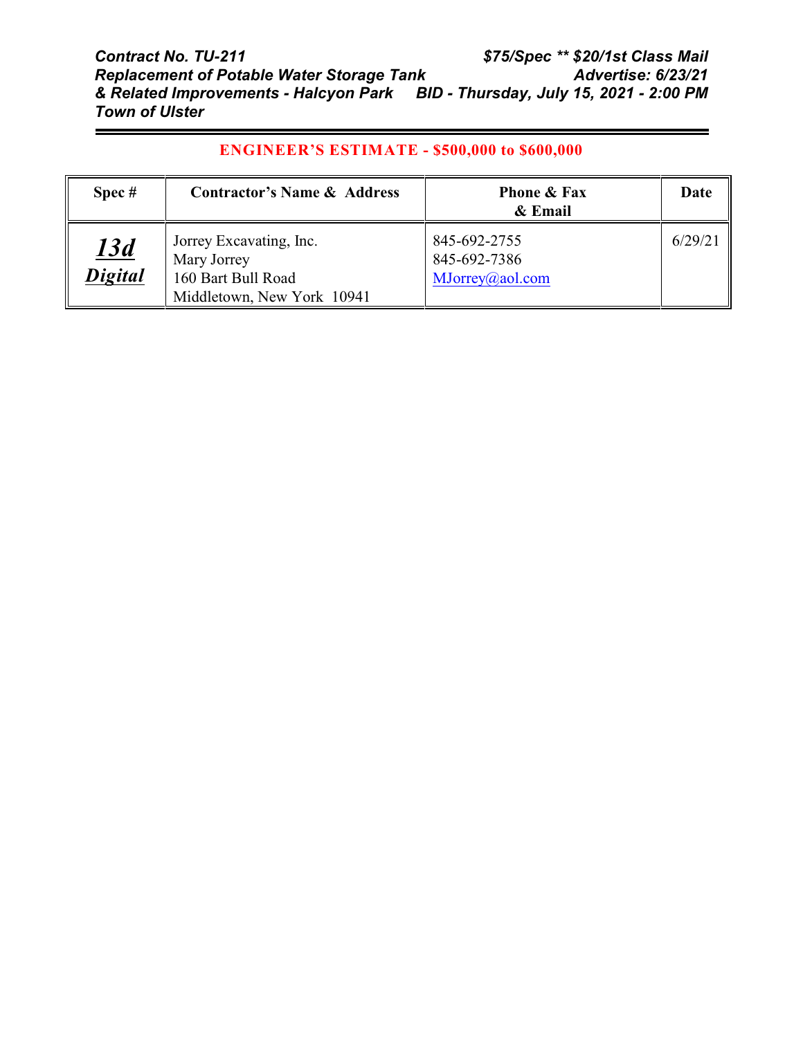***Contract No. TU-211***
***Replacement of Potable Water Storage Tank***
***& Related Improvements - Halcyon Park***
***Town of Ulster***

***$75/Spec ** $20/1st Class Mail***
***Advertise: 6/23/21***
***BID - Thursday, July 15, 2021 - 2:00 PM***

**ENGINEER'S ESTIMATE - $500,000 to $600,000**

| Spec # | Contractor's Name & Address | Phone & Fax & Email | Date |
|---|---|---|---|
| ***13d Digital*** | Jorrey Excavating, Inc.<br>Mary Jorrey<br>160 Bart Bull Road<br>Middletown, New York 10941 | 845-692-2755<br>845-692-7386<br>MJorrey@aol.com | 6/29/21 |